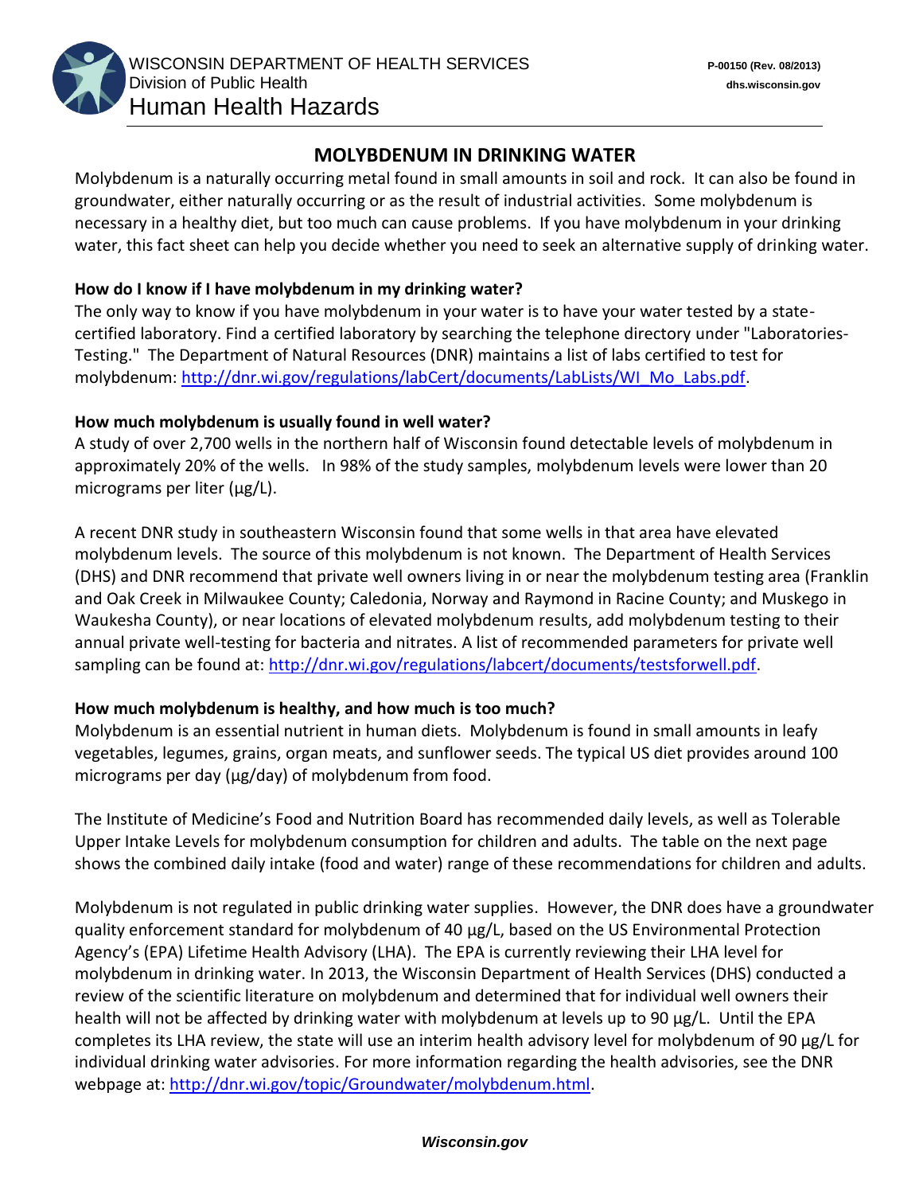WISCONSIN DEPARTMENT OF HEALTH SERVICES
Division of Public Health
Human Health Hazards

P-00150 (Rev. 08/2013)
dhs.wisconsin.gov

# MOLYBDENUM IN DRINKING WATER

Molybdenum is a naturally occurring metal found in small amounts in soil and rock. It can also be found in groundwater, either naturally occurring or as the result of industrial activities. Some molybdenum is necessary in a healthy diet, but too much can cause problems. If you have molybdenum in your drinking water, this fact sheet can help you decide whether you need to seek an alternative supply of drinking water.

### How do I know if I have molybdenum in my drinking water?

The only way to know if you have molybdenum in your water is to have your water tested by a state-certified laboratory. Find a certified laboratory by searching the telephone directory under "Laboratories-Testing." The Department of Natural Resources (DNR) maintains a list of labs certified to test for molybdenum: http://dnr.wi.gov/regulations/labCert/documents/LabLists/WI_Mo_Labs.pdf.

### How much molybdenum is usually found in well water?

A study of over 2,700 wells in the northern half of Wisconsin found detectable levels of molybdenum in approximately 20% of the wells. In 98% of the study samples, molybdenum levels were lower than 20 micrograms per liter (µg/L).

A recent DNR study in southeastern Wisconsin found that some wells in that area have elevated molybdenum levels. The source of this molybdenum is not known. The Department of Health Services (DHS) and DNR recommend that private well owners living in or near the molybdenum testing area (Franklin and Oak Creek in Milwaukee County; Caledonia, Norway and Raymond in Racine County; and Muskego in Waukesha County), or near locations of elevated molybdenum results, add molybdenum testing to their annual private well-testing for bacteria and nitrates. A list of recommended parameters for private well sampling can be found at: http://dnr.wi.gov/regulations/labcert/documents/testsforwell.pdf.

### How much molybdenum is healthy, and how much is too much?

Molybdenum is an essential nutrient in human diets. Molybdenum is found in small amounts in leafy vegetables, legumes, grains, organ meats, and sunflower seeds. The typical US diet provides around 100 micrograms per day (µg/day) of molybdenum from food.

The Institute of Medicine's Food and Nutrition Board has recommended daily levels, as well as Tolerable Upper Intake Levels for molybdenum consumption for children and adults. The table on the next page shows the combined daily intake (food and water) range of these recommendations for children and adults.

Molybdenum is not regulated in public drinking water supplies. However, the DNR does have a groundwater quality enforcement standard for molybdenum of 40 µg/L, based on the US Environmental Protection Agency's (EPA) Lifetime Health Advisory (LHA). The EPA is currently reviewing their LHA level for molybdenum in drinking water. In 2013, the Wisconsin Department of Health Services (DHS) conducted a review of the scientific literature on molybdenum and determined that for individual well owners their health will not be affected by drinking water with molybdenum at levels up to 90 µg/L. Until the EPA completes its LHA review, the state will use an interim health advisory level for molybdenum of 90 µg/L for individual drinking water advisories. For more information regarding the health advisories, see the DNR webpage at: http://dnr.wi.gov/topic/Groundwater/molybdenum.html.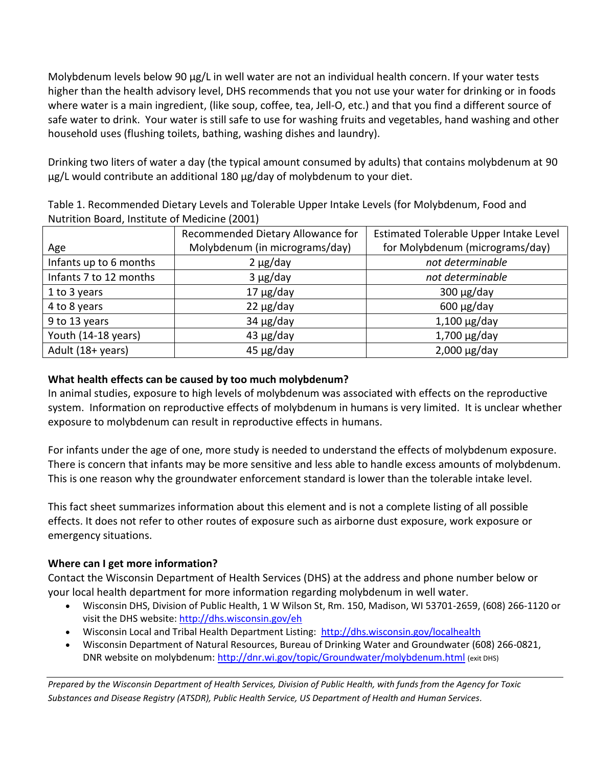Molybdenum levels below 90 µg/L in well water are not an individual health concern. If your water tests higher than the health advisory level, DHS recommends that you not use your water for drinking or in foods where water is a main ingredient, (like soup, coffee, tea, Jell-O, etc.) and that you find a different source of safe water to drink. Your water is still safe to use for washing fruits and vegetables, hand washing and other household uses (flushing toilets, bathing, washing dishes and laundry).

Drinking two liters of water a day (the typical amount consumed by adults) that contains molybdenum at 90 µg/L would contribute an additional 180 µg/day of molybdenum to your diet.

Table 1. Recommended Dietary Levels and Tolerable Upper Intake Levels (for Molybdenum, Food and Nutrition Board, Institute of Medicine (2001)

| Age | Recommended Dietary Allowance for Molybdenum (in micrograms/day) | Estimated Tolerable Upper Intake Level for Molybdenum (micrograms/day) |
|---|---|---|
| Infants up to 6 months | 2 µg/day | *not determinable* |
| Infants 7 to 12 months | 3 µg/day | *not determinable* |
| 1 to 3 years | 17 µg/day | 300 µg/day |
| 4 to 8 years | 22 µg/day | 600 µg/day |
| 9 to 13 years | 34 µg/day | 1,100 µg/day |
| Youth (14-18 years) | 43 µg/day | 1,700 µg/day |
| Adult (18+ years) | 45 µg/day | 2,000 µg/day |

**What health effects can be caused by too much molybdenum?**

In animal studies, exposure to high levels of molybdenum was associated with effects on the reproductive system. Information on reproductive effects of molybdenum in humans is very limited. It is unclear whether exposure to molybdenum can result in reproductive effects in humans.

For infants under the age of one, more study is needed to understand the effects of molybdenum exposure. There is concern that infants may be more sensitive and less able to handle excess amounts of molybdenum. This is one reason why the groundwater enforcement standard is lower than the tolerable intake level.

This fact sheet summarizes information about this element and is not a complete listing of all possible effects. It does not refer to other routes of exposure such as airborne dust exposure, work exposure or emergency situations.

**Where can I get more information?**

Contact the Wisconsin Department of Health Services (DHS) at the address and phone number below or your local health department for more information regarding molybdenum in well water.

- Wisconsin DHS, Division of Public Health, 1 W Wilson St, Rm. 150, Madison, WI 53701-2659, (608) 266-1120 or visit the DHS website: http://dhs.wisconsin.gov/eh
- Wisconsin Local and Tribal Health Department Listing: http://dhs.wisconsin.gov/localhealth
- Wisconsin Department of Natural Resources, Bureau of Drinking Water and Groundwater (608) 266-0821, DNR website on molybdenum: http://dnr.wi.gov/topic/Groundwater/molybdenum.html (exit DHS)

*Prepared by the Wisconsin Department of Health Services, Division of Public Health, with funds from the Agency for Toxic Substances and Disease Registry (ATSDR), Public Health Service, US Department of Health and Human Services.*